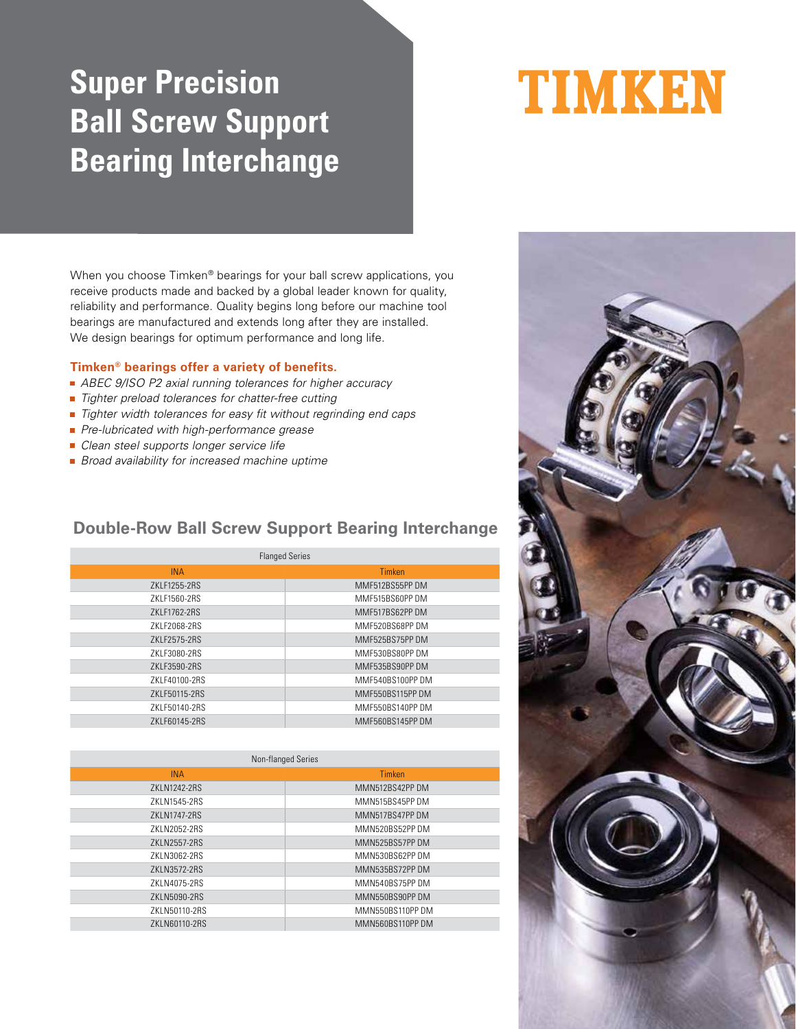# Super Precision Ball Screw Support Bearing Interchange

TIMKEN

When you choose Timken® bearings for your ball screw applications, you receive products made and backed by a global leader known for quality, reliability and performance. Quality begins long before our machine tool bearings are manufactured and extends long after they are installed. We design bearings for optimum performance and long life.

**Timken® bearings offer a variety of benefits.**

- *ABEC 9/ISO P2 axial running tolerances for higher accuracy*
- *Tighter preload tolerances for chatter-free cutting*
- *Tighter width tolerances for easy fit without regrinding end caps*
- *Pre-lubricated with high-performance grease*
- *Clean steel supports longer service life*
- *Broad availability for increased machine uptime*

## Double-Row Ball Screw Support Bearing Interchange

| Flanged Series | |
|---|---|
| INA | Timken |
| ZKLF1255-2RS | MMF512BS55PP DM |
| ZKLF1560-2RS | MMF515BS60PP DM |
| ZKLF1762-2RS | MMF517BS62PP DM |
| ZKLF2068-2RS | MMF520BS68PP DM |
| ZKLF2575-2RS | MMF525BS75PP DM |
| ZKLF3080-2RS | MMF530BS80PP DM |
| ZKLF3590-2RS | MMF535BS90PP DM |
| ZKLF40100-2RS | MMF540BS100PP DM |
| ZKLF50115-2RS | MMF550BS115PP DM |
| ZKLF50140-2RS | MMF550BS140PP DM |
| ZKLF60145-2RS | MMF560BS145PP DM |

| Non-flanged Series | |
|---|---|
| INA | Timken |
| ZKLN1242-2RS | MMN512BS42PP DM |
| ZKLN1545-2RS | MMN515BS45PP DM |
| ZKLN1747-2RS | MMN517BS47PP DM |
| ZKLN2052-2RS | MMN520BS52PP DM |
| ZKLN2557-2RS | MMN525BS57PP DM |
| ZKLN3062-2RS | MMN530BS62PP DM |
| ZKLN3572-2RS | MMN535BS72PP DM |
| ZKLN4075-2RS | MMN540BS75PP DM |
| ZKLN5090-2RS | MMN550BS90PP DM |
| ZKLN50110-2RS | MMN550BS110PP DM |
| ZKLN60110-2RS | MMN560BS110PP DM |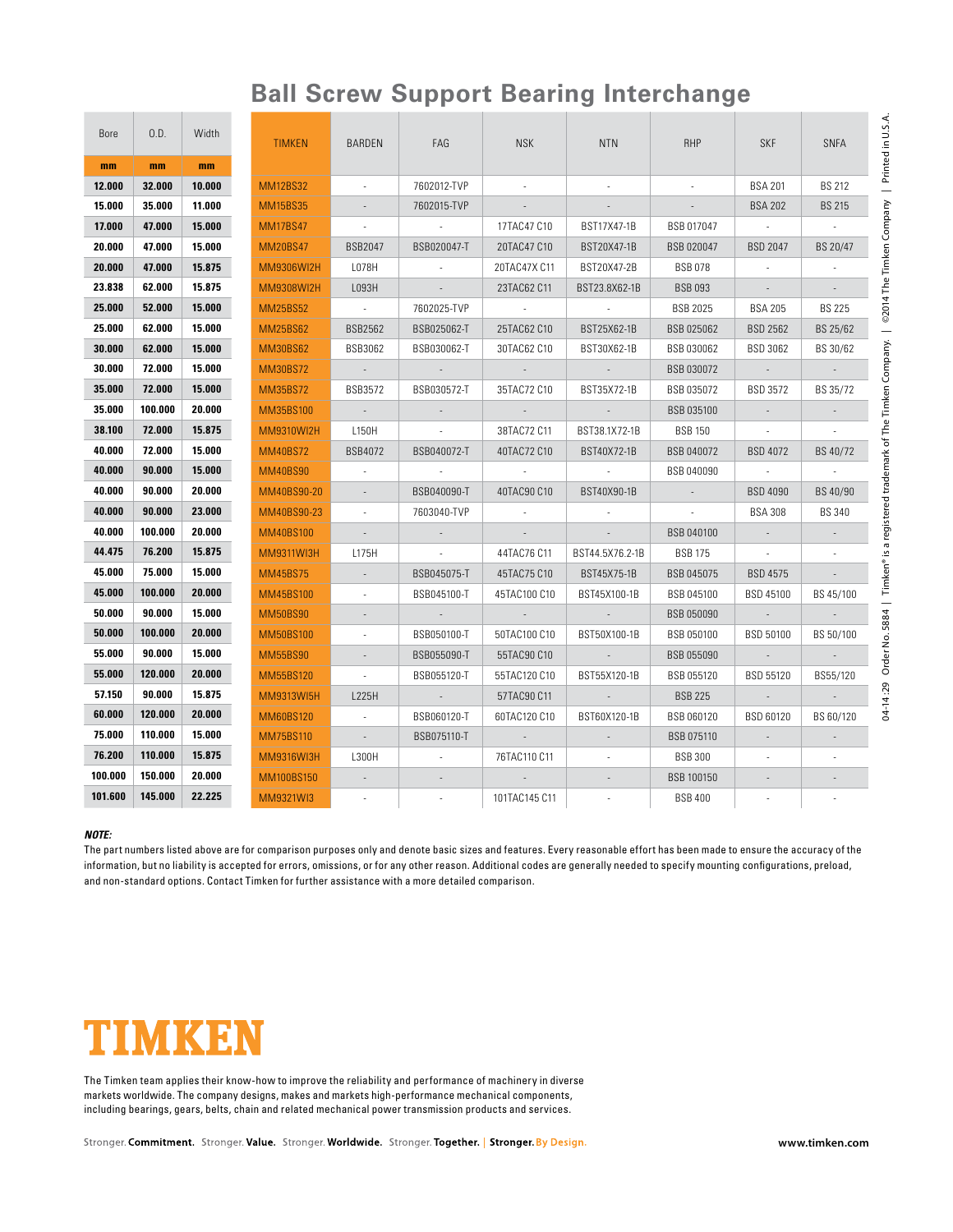# Ball Screw Support Bearing Interchange

| Bore | O.D. | Width | TIMKEN | BARDEN | FAG | NSK | NTN | RHP | SKF | SNFA |
|---|---|---|---|---|---|---|---|---|---|---|
| mm | mm | mm | | | | | | | | |
| 12.000 | 32.000 | 10.000 | MM12BS32 | - | 7602012-TVP | - | - | - | BSA 201 | BS 212 |
| 15.000 | 35.000 | 11.000 | MM15BS35 | - | 7602015-TVP | - | - | - | BSA 202 | BS 215 |
| 17.000 | 47.000 | 15.000 | MM17BS47 | - | - | 17TAC47 C10 | BST17X47-1B | BSB 017047 | - | - |
| 20.000 | 47.000 | 15.000 | MM20BS47 | BSB2047 | BSB020047-T | 20TAC47 C10 | BST20X47-1B | BSB 020047 | BSD 2047 | BS 20/47 |
| 20.000 | 47.000 | 15.875 | MM9306WI2H | L078H | - | 20TAC47X C11 | BST20X47-2B | BSB 078 | - | - |
| 23.838 | 62.000 | 15.875 | MM9308WI2H | L093H | - | 23TAC62 C11 | BST23.8X62-1B | BSB 093 | - | - |
| 25.000 | 52.000 | 15.000 | MM25BS52 | - | 7602025-TVP | - | - | BSB 2025 | BSA 205 | BS 225 |
| 25.000 | 62.000 | 15.000 | MM25BS62 | BSB2562 | BSB025062-T | 25TAC62 C10 | BST25X62-1B | BSB 025062 | BSD 2562 | BS 25/62 |
| 30.000 | 62.000 | 15.000 | MM30BS62 | BSB3062 | BSB030062-T | 30TAC62 C10 | BST30X62-1B | BSB 030062 | BSD 3062 | BS 30/62 |
| 30.000 | 72.000 | 15.000 | MM30BS72 | - | - | - | - | BSB 030072 | - | - |
| 35.000 | 72.000 | 15.000 | MM35BS72 | BSB3572 | BSB030572-T | 35TAC72 C10 | BST35X72-1B | BSB 035072 | BSD 3572 | BS 35/72 |
| 35.000 | 100.000 | 20.000 | MM35BS100 | - | - | - | - | BSB 035100 | - | - |
| 38.100 | 72.000 | 15.875 | MM9310WI2H | L150H | - | 38TAC72 C11 | BST38.1X72-1B | BSB 150 | - | - |
| 40.000 | 72.000 | 15.000 | MM40BS72 | BSB4072 | BSB040072-T | 40TAC72 C10 | BST40X72-1B | BSB 040072 | BSD 4072 | BS 40/72 |
| 40.000 | 90.000 | 15.000 | MM40BS90 | - | - | - | - | BSB 040090 | - | - |
| 40.000 | 90.000 | 20.000 | MM40BS90-20 | - | BSB040090-T | 40TAC90 C10 | BST40X90-1B | - | BSD 4090 | BS 40/90 |
| 40.000 | 90.000 | 23.000 | MM40BS90-23 | - | 7603040-TVP | - | - | - | BSA 308 | BS 340 |
| 40.000 | 100.000 | 20.000 | MM40BS100 | - | - | - | - | BSB 040100 | - | - |
| 44.475 | 76.200 | 15.875 | MM9311WI3H | L175H | - | 44TAC76 C11 | BST44.5X76.2-1B | BSB 175 | - | - |
| 45.000 | 75.000 | 15.000 | MM45BS75 | - | BSB045075-T | 45TAC75 C10 | BST45X75-1B | BSB 045075 | BSD 4575 | - |
| 45.000 | 100.000 | 20.000 | MM45BS100 | - | BSB045100-T | 45TAC100 C10 | BST45X100-1B | BSB 045100 | BSD 45100 | BS 45/100 |
| 50.000 | 90.000 | 15.000 | MM50BS90 | - | - | - | - | BSB 050090 | - | - |
| 50.000 | 100.000 | 20.000 | MM50BS100 | - | BSB050100-T | 50TAC100 C10 | BST50X100-1B | BSB 050100 | BSD 50100 | BS 50/100 |
| 55.000 | 90.000 | 15.000 | MM55BS90 | - | BSB055090-T | 55TAC90 C10 | - | BSB 055090 | - | - |
| 55.000 | 120.000 | 20.000 | MM55BS120 | - | BSB055120-T | 55TAC120 C10 | BST55X120-1B | BSB 055120 | BSD 55120 | BS55/120 |
| 57.150 | 90.000 | 15.875 | MM9313WI5H | L225H | - | 57TAC90 C11 | - | BSB 225 | - | - |
| 60.000 | 120.000 | 20.000 | MM60BS120 | - | BSB060120-T | 60TAC120 C10 | BST60X120-1B | BSB 060120 | BSD 60120 | BS 60/120 |
| 75.000 | 110.000 | 15.000 | MM75BS110 | - | BSB075110-T | - | - | BSB 075110 | - | - |
| 76.200 | 110.000 | 15.875 | MM9316WI3H | L300H | - | 76TAC110 C11 | - | BSB 300 | - | - |
| 100.000 | 150.000 | 20.000 | MM100BS150 | - | - | - | - | BSB 100150 | - | - |
| 101.600 | 145.000 | 22.225 | MM9321WI3 | - | - | 101TAC145 C11 | - | BSB 400 | - | - |

***NOTE:***

The part numbers listed above are for comparison purposes only and denote basic sizes and features. Every reasonable effort has been made to ensure the accuracy of the information, but no liability is accepted for errors, omissions, or for any other reason. Additional codes are generally needed to specify mounting configurations, preload, and non-standard options. Contact Timken for further assistance with a more detailed comparison.

**TIMKEN**

The Timken team applies their know-how to improve the reliability and performance of machinery in diverse markets worldwide. The company designs, makes and markets high-performance mechanical components, including bearings, gears, belts, chain and related mechanical power transmission products and services.

Stronger. **Commitment.** Stronger. **Value.** Stronger. **Worldwide.** Stronger. **Together.** | **Stronger. By Design.**

**www.timken.com**

04-14:29 Order No. 5884 | Timken® is a registered trademark of The Timken Company. | ©2014 The Timken Company | Printed in U.S.A.